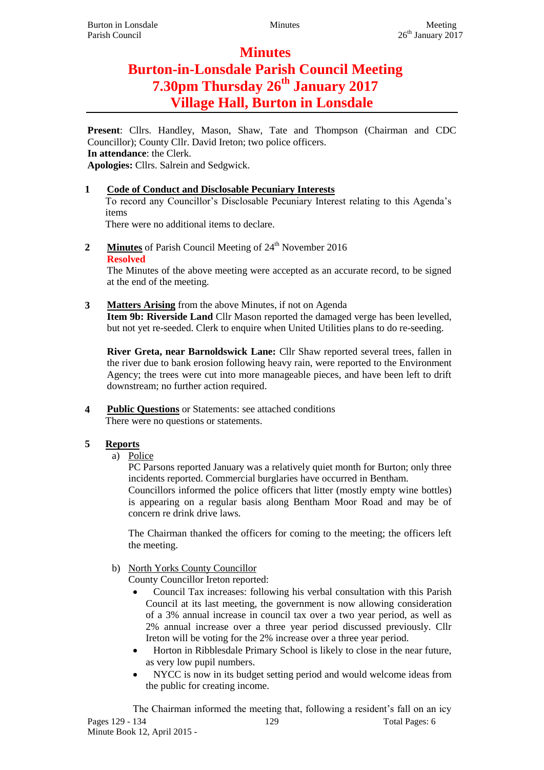# Minutes

# Burton-in-Lonsdale Parish Council Meeting
# 7.30pm Thursday 26th January 2017
# Village Hall, Burton in Lonsdale

**Present**: Cllrs. Handley, Mason, Shaw, Tate and Thompson (Chairman and CDC Councillor); County Cllr. David Ireton; two police officers.
**In attendance**: the Clerk.
**Apologies:** Cllrs. Salrein and Sedgwick.

**1 Code of Conduct and Disclosable Pecuniary Interests**

To record any Councillor's Disclosable Pecuniary Interest relating to this Agenda's items

There were no additional items to declare.

**2 Minutes** of Parish Council Meeting of 24th November 2016

**Resolved**

The Minutes of the above meeting were accepted as an accurate record, to be signed at the end of the meeting.

**3 Matters Arising** from the above Minutes, if not on Agenda

**Item 9b: Riverside Land** Cllr Mason reported the damaged verge has been levelled, but not yet re-seeded. Clerk to enquire when United Utilities plans to do re-seeding.

**River Greta, near Barnoldswick Lane:** Cllr Shaw reported several trees, fallen in the river due to bank erosion following heavy rain, were reported to the Environment Agency; the trees were cut into more manageable pieces, and have been left to drift downstream; no further action required.

**4 Public Questions** or Statements: see attached conditions

There were no questions or statements.

**5 Reports**

a) Police

PC Parsons reported January was a relatively quiet month for Burton; only three incidents reported. Commercial burglaries have occurred in Bentham.
Councillors informed the police officers that litter (mostly empty wine bottles) is appearing on a regular basis along Bentham Moor Road and may be of concern re drink drive laws.

The Chairman thanked the officers for coming to the meeting; the officers left the meeting.

b) North Yorks County Councillor

County Councillor Ireton reported:

- Council Tax increases: following his verbal consultation with this Parish Council at its last meeting, the government is now allowing consideration of a 3% annual increase in council tax over a two year period, as well as 2% annual increase over a three year period discussed previously. Cllr Ireton will be voting for the 2% increase over a three year period.
- Horton in Ribblesdale Primary School is likely to close in the near future, as very low pupil numbers.
- NYCC is now in its budget setting period and would welcome ideas from the public for creating income.

The Chairman informed the meeting that, following a resident's fall on an icy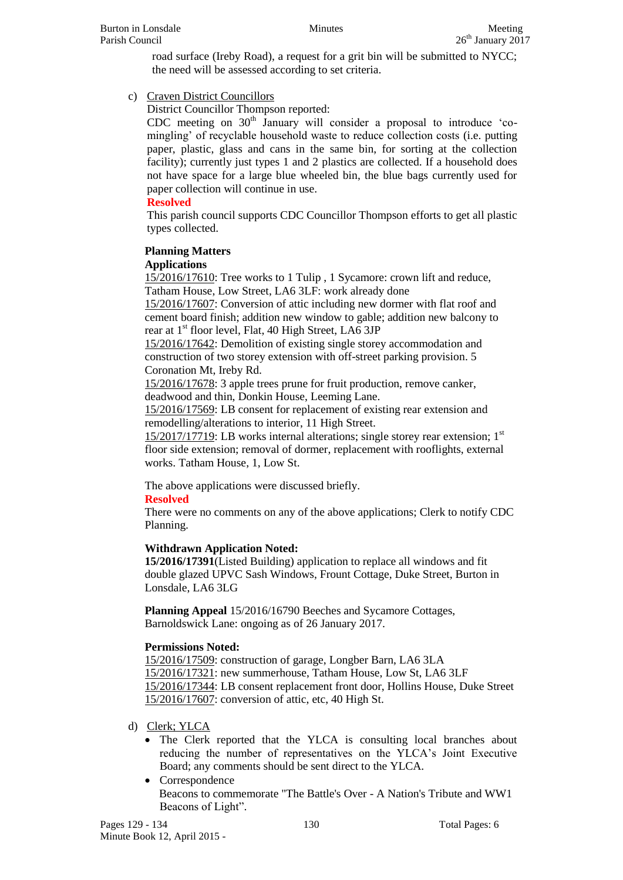road surface (Ireby Road), a request for a grit bin will be submitted to NYCC; the need will be assessed according to set criteria.

c) Craven District Councillors

District Councillor Thompson reported:

CDC meeting on 30th January will consider a proposal to introduce 'co-mingling' of recyclable household waste to reduce collection costs (i.e. putting paper, plastic, glass and cans in the same bin, for sorting at the collection facility); currently just types 1 and 2 plastics are collected. If a household does not have space for a large blue wheeled bin, the blue bags currently used for paper collection will continue in use.

**Resolved**

This parish council supports CDC Councillor Thompson efforts to get all plastic types collected.

**Planning Matters**

**Applications**

15/2016/17610: Tree works to 1 Tulip , 1 Sycamore: crown lift and reduce, Tatham House, Low Street, LA6 3LF: work already done

15/2016/17607: Conversion of attic including new dormer with flat roof and cement board finish; addition new window to gable; addition new balcony to rear at 1st floor level, Flat, 40 High Street, LA6 3JP

15/2016/17642: Demolition of existing single storey accommodation and construction of two storey extension with off-street parking provision. 5 Coronation Mt, Ireby Rd.

15/2016/17678: 3 apple trees prune for fruit production, remove canker, deadwood and thin, Donkin House, Leeming Lane.

15/2016/17569: LB consent for replacement of existing rear extension and remodelling/alterations to interior, 11 High Street.

15/2017/17719: LB works internal alterations; single storey rear extension; 1st floor side extension; removal of dormer, replacement with rooflights, external works. Tatham House, 1, Low St.

The above applications were discussed briefly.

**Resolved**

There were no comments on any of the above applications; Clerk to notify CDC Planning.

**Withdrawn Application Noted:**

**15/2016/17391**(Listed Building) application to replace all windows and fit double glazed UPVC Sash Windows, Frount Cottage, Duke Street, Burton in Lonsdale, LA6 3LG

**Planning Appeal** 15/2016/16790 Beeches and Sycamore Cottages, Barnoldswick Lane: ongoing as of 26 January 2017.

**Permissions Noted:**

15/2016/17509: construction of garage, Longber Barn, LA6 3LA

15/2016/17321: new summerhouse, Tatham House, Low St, LA6 3LF

15/2016/17344: LB consent replacement front door, Hollins House, Duke Street

15/2016/17607: conversion of attic, etc, 40 High St.

d) Clerk; YLCA

- The Clerk reported that the YLCA is consulting local branches about reducing the number of representatives on the YLCA's Joint Executive Board; any comments should be sent direct to the YLCA.
- Correspondence

  Beacons to commemorate "The Battle's Over - A Nation's Tribute and WW1 Beacons of Light".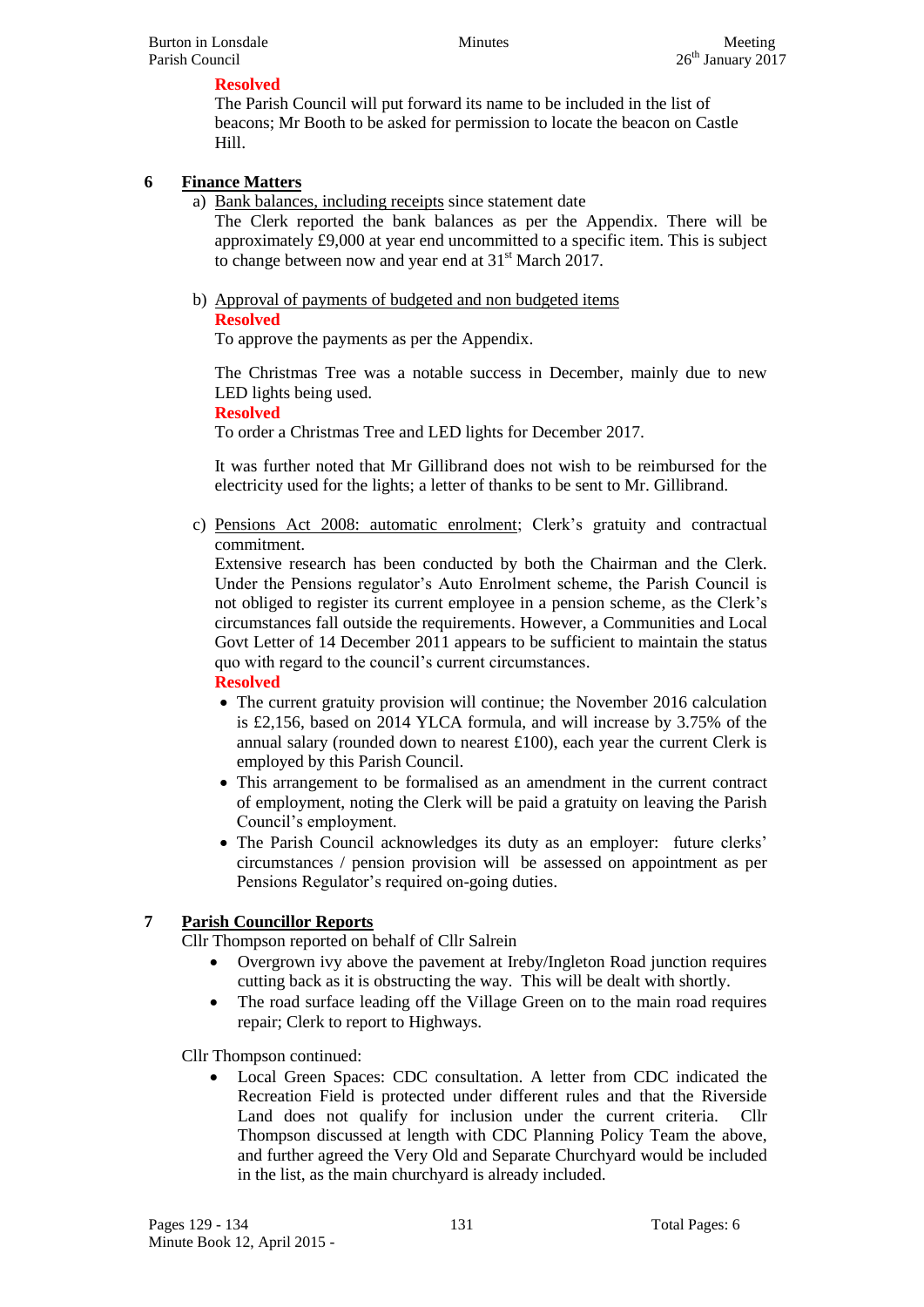**Resolved**

The Parish Council will put forward its name to be included in the list of beacons; Mr Booth to be asked for permission to locate the beacon on Castle Hill.

## 6 Finance Matters

a) Bank balances, including receipts since statement date

The Clerk reported the bank balances as per the Appendix. There will be approximately £9,000 at year end uncommitted to a specific item. This is subject to change between now and year end at 31st March 2017.

b) Approval of payments of budgeted and non budgeted items

**Resolved**

To approve the payments as per the Appendix.

The Christmas Tree was a notable success in December, mainly due to new LED lights being used.

**Resolved**

To order a Christmas Tree and LED lights for December 2017.

It was further noted that Mr Gillibrand does not wish to be reimbursed for the electricity used for the lights; a letter of thanks to be sent to Mr. Gillibrand.

c) Pensions Act 2008: automatic enrolment; Clerk's gratuity and contractual commitment.

Extensive research has been conducted by both the Chairman and the Clerk. Under the Pensions regulator's Auto Enrolment scheme, the Parish Council is not obliged to register its current employee in a pension scheme, as the Clerk's circumstances fall outside the requirements. However, a Communities and Local Govt Letter of 14 December 2011 appears to be sufficient to maintain the status quo with regard to the council's current circumstances.

**Resolved**

- The current gratuity provision will continue; the November 2016 calculation is £2,156, based on 2014 YLCA formula, and will increase by 3.75% of the annual salary (rounded down to nearest £100), each year the current Clerk is employed by this Parish Council.
- This arrangement to be formalised as an amendment in the current contract of employment, noting the Clerk will be paid a gratuity on leaving the Parish Council's employment.
- The Parish Council acknowledges its duty as an employer: future clerks' circumstances / pension provision will be assessed on appointment as per Pensions Regulator's required on-going duties.

## 7 Parish Councillor Reports

Cllr Thompson reported on behalf of Cllr Salrein

- Overgrown ivy above the pavement at Ireby/Ingleton Road junction requires cutting back as it is obstructing the way. This will be dealt with shortly.
- The road surface leading off the Village Green on to the main road requires repair; Clerk to report to Highways.

Cllr Thompson continued:

- Local Green Spaces: CDC consultation. A letter from CDC indicated the Recreation Field is protected under different rules and that the Riverside Land does not qualify for inclusion under the current criteria. Cllr Thompson discussed at length with CDC Planning Policy Team the above, and further agreed the Very Old and Separate Churchyard would be included in the list, as the main churchyard is already included.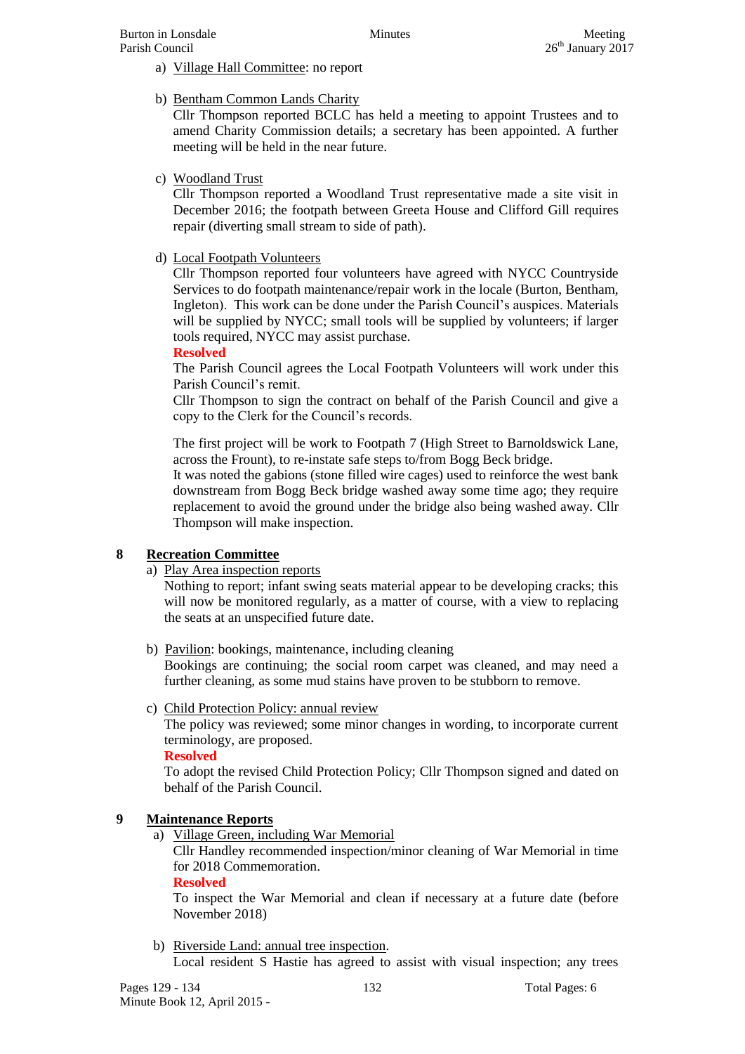a) Village Hall Committee: no report

b) Bentham Common Lands Charity
   Cllr Thompson reported BCLC has held a meeting to appoint Trustees and to amend Charity Commission details; a secretary has been appointed. A further meeting will be held in the near future.

c) Woodland Trust
   Cllr Thompson reported a Woodland Trust representative made a site visit in December 2016; the footpath between Greeta House and Clifford Gill requires repair (diverting small stream to side of path).

d) Local Footpath Volunteers
   Cllr Thompson reported four volunteers have agreed with NYCC Countryside Services to do footpath maintenance/repair work in the locale (Burton, Bentham, Ingleton). This work can be done under the Parish Council's auspices. Materials will be supplied by NYCC; small tools will be supplied by volunteers; if larger tools required, NYCC may assist purchase.

   **Resolved**

   The Parish Council agrees the Local Footpath Volunteers will work under this Parish Council's remit.

   Cllr Thompson to sign the contract on behalf of the Parish Council and give a copy to the Clerk for the Council's records.

   The first project will be work to Footpath 7 (High Street to Barnoldswick Lane, across the Frount), to re-instate safe steps to/from Bogg Beck bridge.

   It was noted the gabions (stone filled wire cages) used to reinforce the west bank downstream from Bogg Beck bridge washed away some time ago; they require replacement to avoid the ground under the bridge also being washed away. Cllr Thompson will make inspection.

## 8 Recreation Committee

a) Play Area inspection reports
   Nothing to report; infant swing seats material appear to be developing cracks; this will now be monitored regularly, as a matter of course, with a view to replacing the seats at an unspecified future date.

b) Pavilion: bookings, maintenance, including cleaning
   Bookings are continuing; the social room carpet was cleaned, and may need a further cleaning, as some mud stains have proven to be stubborn to remove.

c) Child Protection Policy: annual review
   The policy was reviewed; some minor changes in wording, to incorporate current terminology, are proposed.

   **Resolved**

   To adopt the revised Child Protection Policy; Cllr Thompson signed and dated on behalf of the Parish Council.

## 9 Maintenance Reports

a) Village Green, including War Memorial
   Cllr Handley recommended inspection/minor cleaning of War Memorial in time for 2018 Commemoration.

   **Resolved**

   To inspect the War Memorial and clean if necessary at a future date (before November 2018)

b) Riverside Land: annual tree inspection.
   Local resident S Hastie has agreed to assist with visual inspection; any trees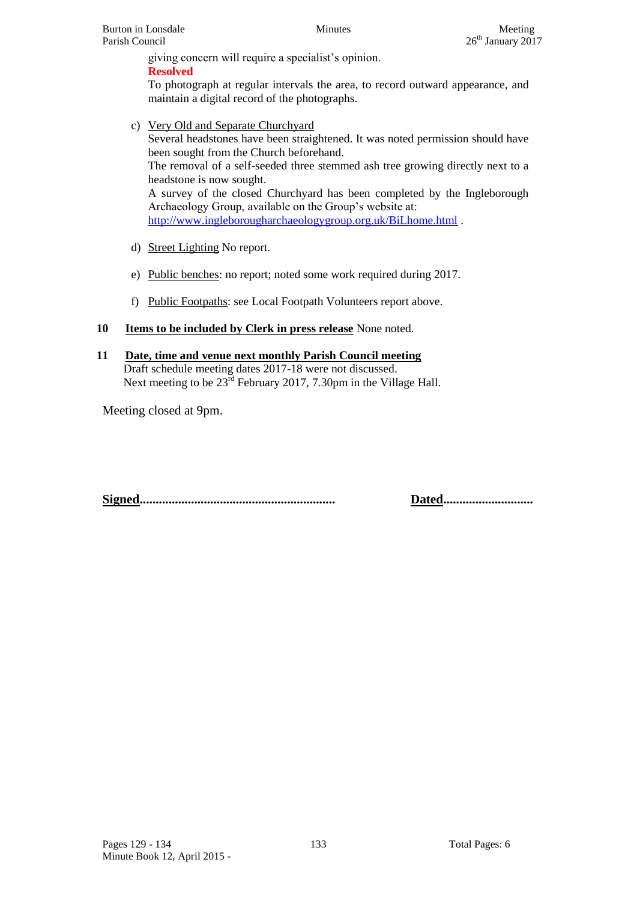giving concern will require a specialist's opinion.

**Resolved**

To photograph at regular intervals the area, to record outward appearance, and maintain a digital record of the photographs.

c) Very Old and Separate Churchyard

Several headstones have been straightened. It was noted permission should have been sought from the Church beforehand.

The removal of a self-seeded three stemmed ash tree growing directly next to a headstone is now sought.

A survey of the closed Churchyard has been completed by the Ingleborough Archaeology Group, available on the Group's website at: http://www.ingleborougharchaeologygroup.org.uk/BiLhome.html .

d) Street Lighting No report.

e) Public benches: no report; noted some work required during 2017.

f) Public Footpaths: see Local Footpath Volunteers report above.

**10 Items to be included by Clerk in press release** None noted.

**11 Date, time and venue next monthly Parish Council meeting**

Draft schedule meeting dates 2017-18 were not discussed.

Next meeting to be 23rd February 2017, 7.30pm in the Village Hall.

Meeting closed at 9pm.

**Signed............................................................** **Dated............................**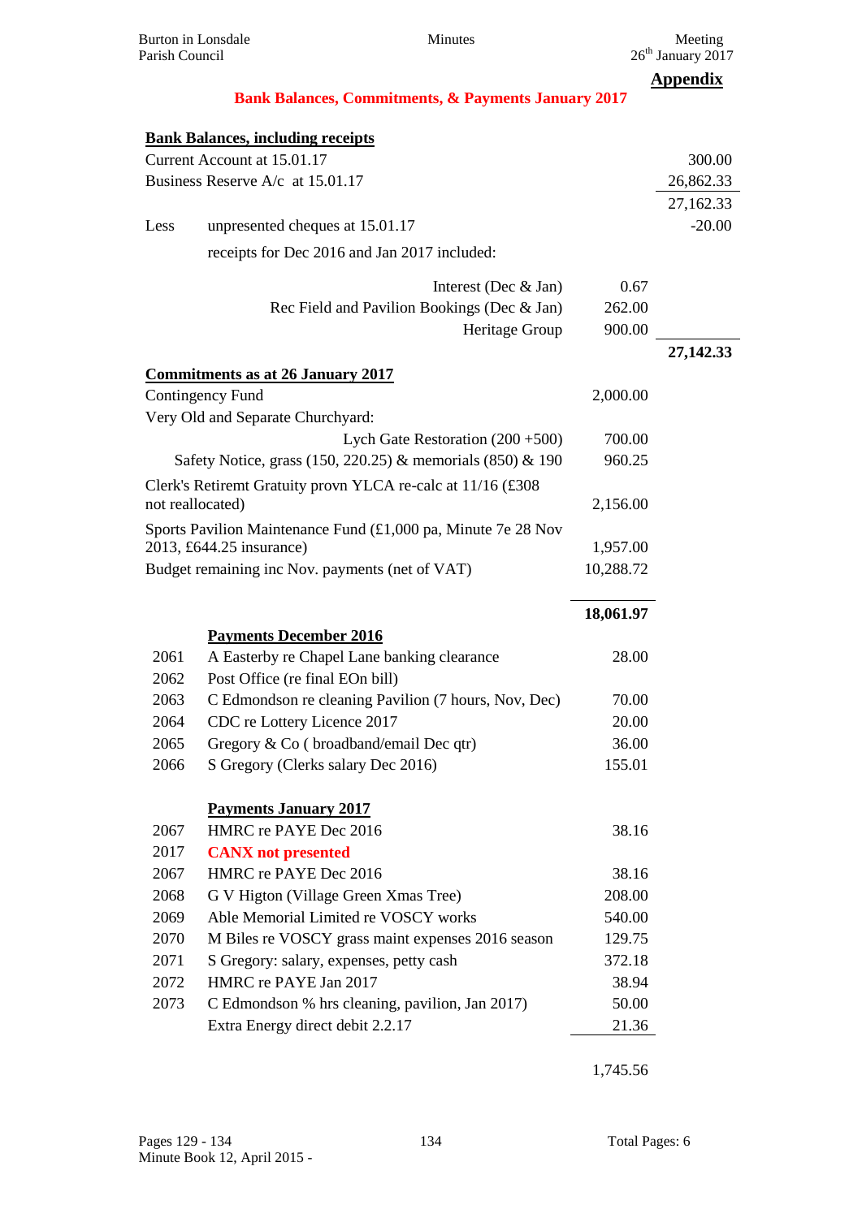## Appendix

### Bank Balances, Commitments, & Payments January 2017

| | | | |
|---|---|---|---|
| **Bank Balances, including receipts** | | | |
| Current Account at 15.01.17 | | | 300.00 |
| Business Reserve A/c at 15.01.17 | | | 26,862.33 |
| | | | 27,162.33 |
| Less | unpresented cheques at 15.01.17 | | -20.00 |
| | receipts for Dec 2016 and Jan 2017 included: | | |
| | Interest (Dec & Jan) | 0.67 | |
| | Rec Field and Pavilion Bookings (Dec & Jan) | 262.00 | |
| | Heritage Group | 900.00 | |
| | | | **27,142.33** |
| **Commitments as at 26 January 2017** | | | |
| Contingency Fund | | 2,000.00 | |
| Very Old and Separate Churchyard: | | | |
| | Lych Gate Restoration (200 +500) | 700.00 | |
| | Safety Notice, grass (150, 220.25) & memorials (850) & 190 | 960.25 | |
| Clerk's Retiremt Gratuity provn YLCA re-calc at 11/16 (£308 not reallocated) | | 2,156.00 | |
| Sports Pavilion Maintenance Fund (£1,000 pa, Minute 7e 28 Nov 2013, £644.25 insurance) | | 1,957.00 | |
| Budget remaining inc Nov. payments (net of VAT) | | 10,288.72 | |
| | | **18,061.97** | |
| | **Payments December 2016** | | |
| 2061 | A Easterby re Chapel Lane banking clearance | 28.00 | |
| 2062 | Post Office (re final EOn bill) | | |
| 2063 | C Edmondson re cleaning Pavilion (7 hours, Nov, Dec) | 70.00 | |
| 2064 | CDC re Lottery Licence 2017 | 20.00 | |
| 2065 | Gregory & Co ( broadband/email Dec qtr) | 36.00 | |
| 2066 | S Gregory (Clerks salary Dec 2016) | 155.01 | |
| | **Payments January 2017** | | |
| 2067 | HMRC re PAYE Dec 2016 | 38.16 | |
| 2017 | **CANX not presented** | | |
| 2067 | HMRC re PAYE Dec 2016 | 38.16 | |
| 2068 | G V Higton (Village Green Xmas Tree) | 208.00 | |
| 2069 | Able Memorial Limited re VOSCY works | 540.00 | |
| 2070 | M Biles re VOSCY grass maint expenses 2016 season | 129.75 | |
| 2071 | S Gregory: salary, expenses, petty cash | 372.18 | |
| 2072 | HMRC re PAYE Jan 2017 | 38.94 | |
| 2073 | C Edmondson % hrs cleaning, pavilion, Jan 2017) | 50.00 | |
| | Extra Energy direct debit 2.2.17 | 21.36 | |
| | | 1,745.56 | |